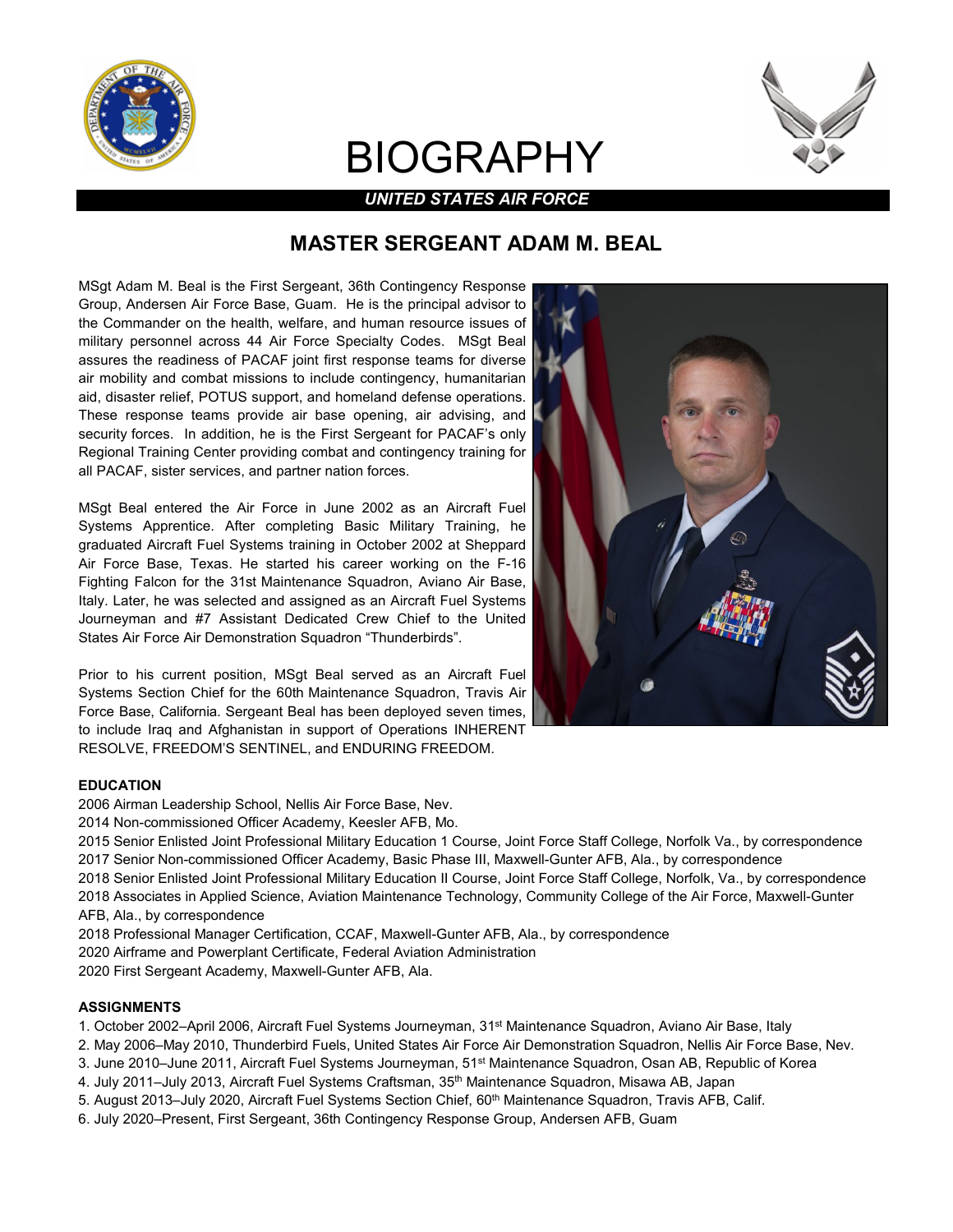# BIOGRAPHY

***UNITED STATES AIR FORCE***

## MASTER SERGEANT ADAM M. BEAL

MSgt Adam M. Beal is the First Sergeant, 36th Contingency Response Group, Andersen Air Force Base, Guam. He is the principal advisor to the Commander on the health, welfare, and human resource issues of military personnel across 44 Air Force Specialty Codes. MSgt Beal assures the readiness of PACAF joint first response teams for diverse air mobility and combat missions to include contingency, humanitarian aid, disaster relief, POTUS support, and homeland defense operations. These response teams provide air base opening, air advising, and security forces. In addition, he is the First Sergeant for PACAF's only Regional Training Center providing combat and contingency training for all PACAF, sister services, and partner nation forces.

MSgt Beal entered the Air Force in June 2002 as an Aircraft Fuel Systems Apprentice. After completing Basic Military Training, he graduated Aircraft Fuel Systems training in October 2002 at Sheppard Air Force Base, Texas. He started his career working on the F-16 Fighting Falcon for the 31st Maintenance Squadron, Aviano Air Base, Italy. Later, he was selected and assigned as an Aircraft Fuel Systems Journeyman and #7 Assistant Dedicated Crew Chief to the United States Air Force Air Demonstration Squadron "Thunderbirds".

Prior to his current position, MSgt Beal served as an Aircraft Fuel Systems Section Chief for the 60th Maintenance Squadron, Travis Air Force Base, California. Sergeant Beal has been deployed seven times, to include Iraq and Afghanistan in support of Operations INHERENT RESOLVE, FREEDOM'S SENTINEL, and ENDURING FREEDOM.

**EDUCATION**

2006 Airman Leadership School, Nellis Air Force Base, Nev.
2014 Non-commissioned Officer Academy, Keesler AFB, Mo.
2015 Senior Enlisted Joint Professional Military Education 1 Course, Joint Force Staff College, Norfolk Va., by correspondence
2017 Senior Non-commissioned Officer Academy, Basic Phase III, Maxwell-Gunter AFB, Ala., by correspondence
2018 Senior Enlisted Joint Professional Military Education II Course, Joint Force Staff College, Norfolk, Va., by correspondence
2018 Associates in Applied Science, Aviation Maintenance Technology, Community College of the Air Force, Maxwell-Gunter AFB, Ala., by correspondence
2018 Professional Manager Certification, CCAF, Maxwell-Gunter AFB, Ala., by correspondence
2020 Airframe and Powerplant Certificate, Federal Aviation Administration
2020 First Sergeant Academy, Maxwell-Gunter AFB, Ala.

**ASSIGNMENTS**

1. October 2002–April 2006, Aircraft Fuel Systems Journeyman, 31st Maintenance Squadron, Aviano Air Base, Italy
2. May 2006–May 2010, Thunderbird Fuels, United States Air Force Air Demonstration Squadron, Nellis Air Force Base, Nev.
3. June 2010–June 2011, Aircraft Fuel Systems Journeyman, 51st Maintenance Squadron, Osan AB, Republic of Korea
4. July 2011–July 2013, Aircraft Fuel Systems Craftsman, 35th Maintenance Squadron, Misawa AB, Japan
5. August 2013–July 2020, Aircraft Fuel Systems Section Chief, 60th Maintenance Squadron, Travis AFB, Calif.
6. July 2020–Present, First Sergeant, 36th Contingency Response Group, Andersen AFB, Guam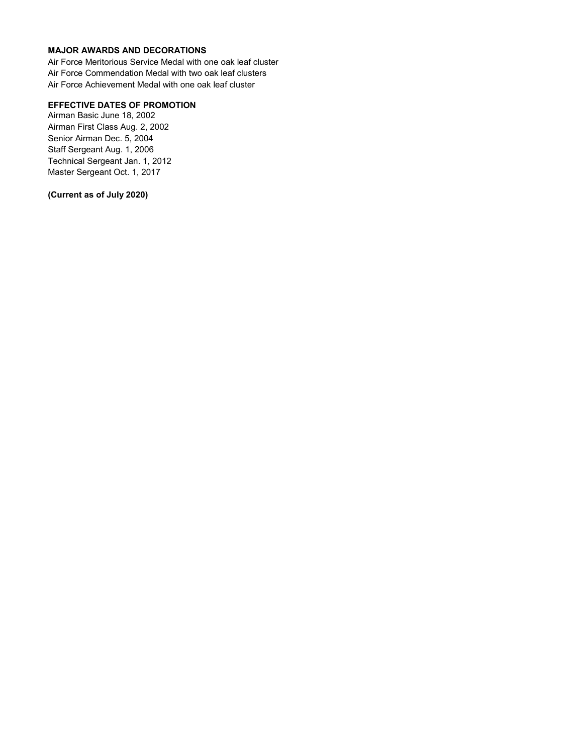**MAJOR AWARDS AND DECORATIONS**
Air Force Meritorious Service Medal with one oak leaf cluster
Air Force Commendation Medal with two oak leaf clusters
Air Force Achievement Medal with one oak leaf cluster

**EFFECTIVE DATES OF PROMOTION**
Airman Basic June 18, 2002
Airman First Class Aug. 2, 2002
Senior Airman Dec. 5, 2004
Staff Sergeant Aug. 1, 2006
Technical Sergeant Jan. 1, 2012
Master Sergeant Oct. 1, 2017

**(Current as of July 2020)**